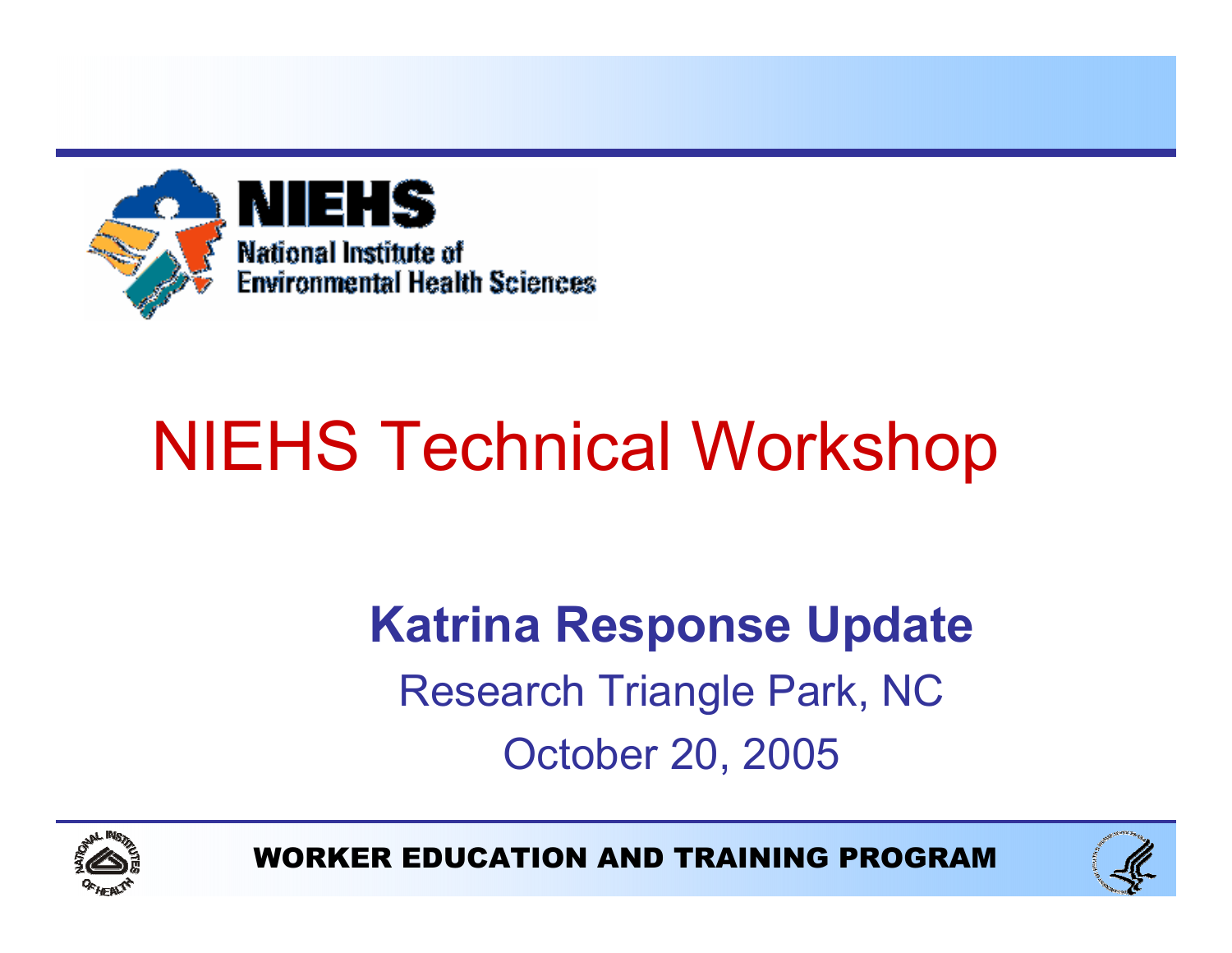NIEHS

National Institute of Environmental Health Sciences

# NIEHS Technical Workshop

## Katrina Response Update

Research Triangle Park, NC

October 20, 2005

WORKER EDUCATION AND TRAINING PROGRAM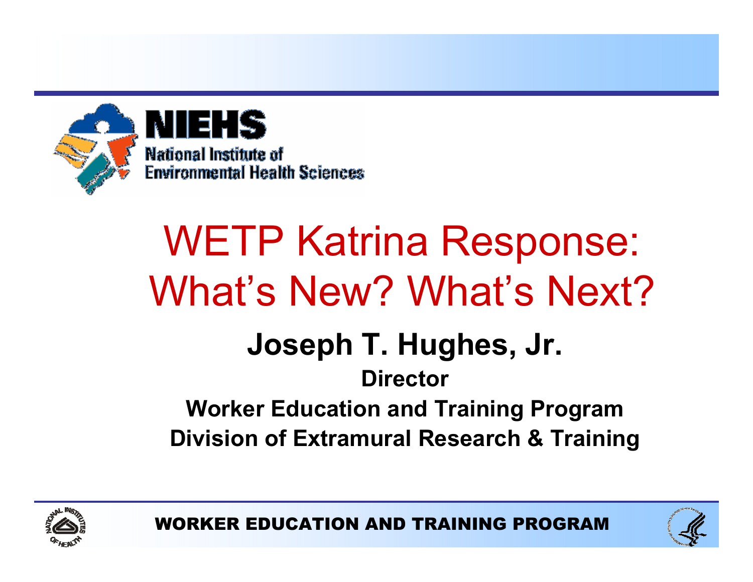NIEHS

National Institute of Environmental Health Sciences

# WETP Katrina Response: What's New? What's Next?

## Joseph T. Hughes, Jr.

**Director**

**Worker Education and Training Program**

**Division of Extramural Research & Training**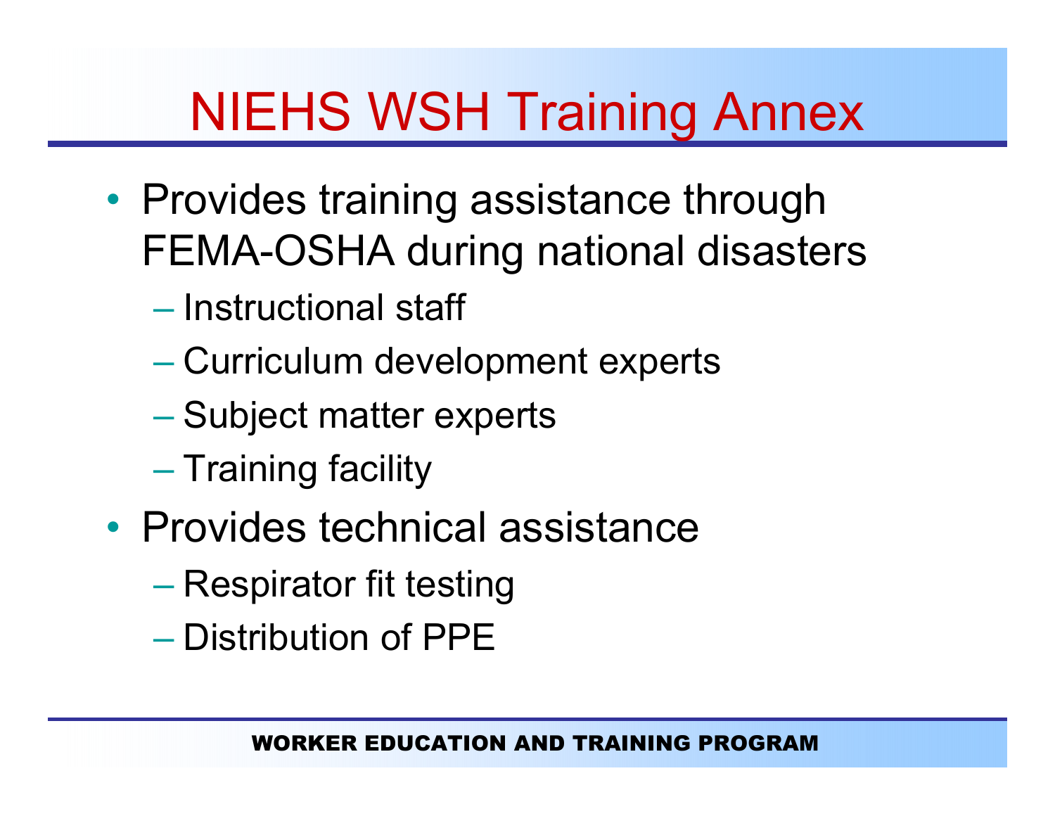# NIEHS WSH Training Annex

- Provides training assistance through FEMA-OSHA during national disasters
  - Instructional staff
  - Curriculum development experts
  - Subject matter experts
  - Training facility
- Provides technical assistance
  - Respirator fit testing
  - Distribution of PPE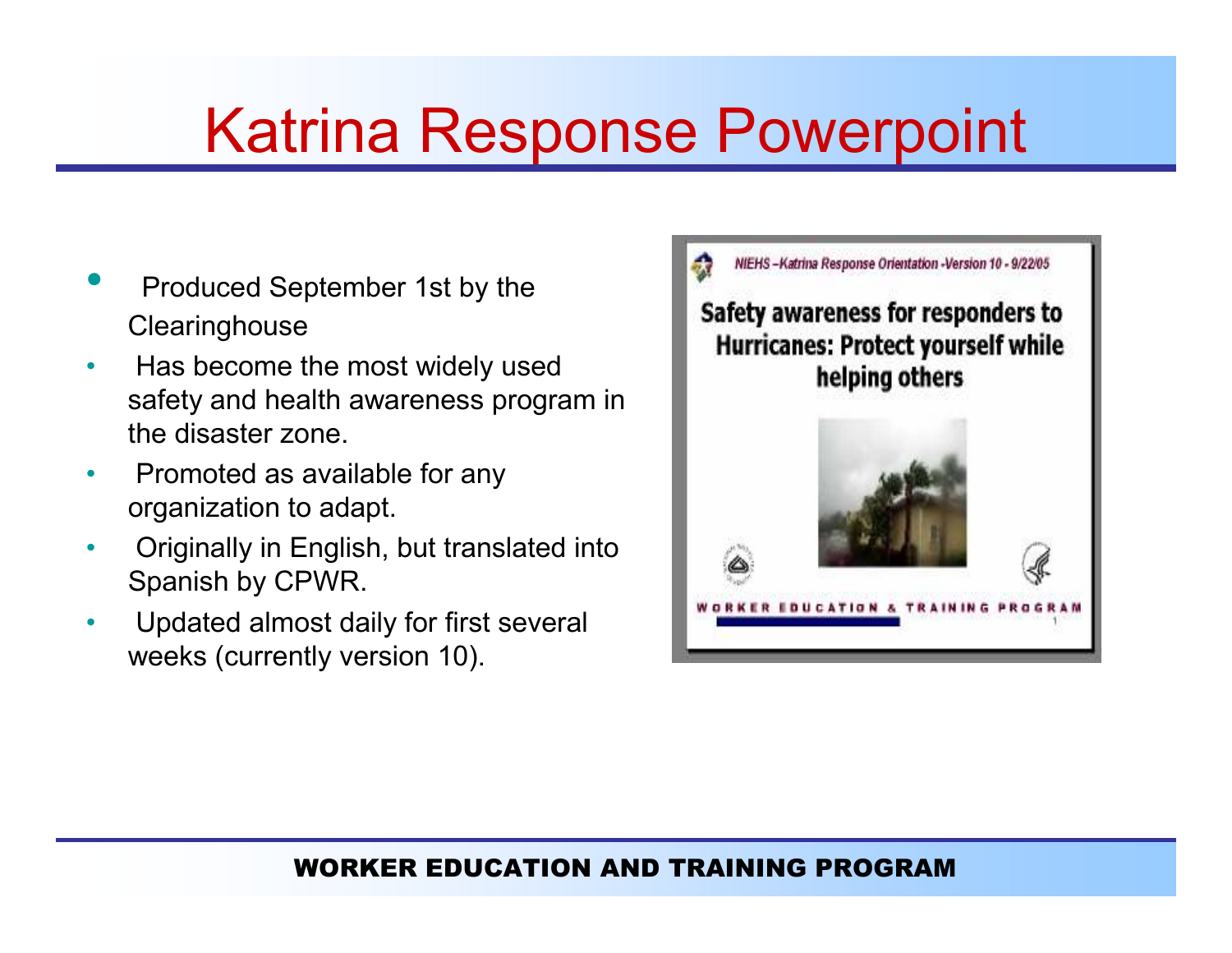# Katrina Response Powerpoint

- Produced September 1st by the Clearinghouse
- Has become the most widely used safety and health awareness program in the disaster zone.
- Promoted as available for any organization to adapt.
- Originally in English, but translated into Spanish by CPWR.
- Updated almost daily for first several weeks (currently version 10).

NIEHS –Katrina Response Orientation -Version 10 - 9/22/05

**Safety awareness for responders to Hurricanes: Protect yourself while helping others**

WORKER EDUCATION & TRAINING PROGRAM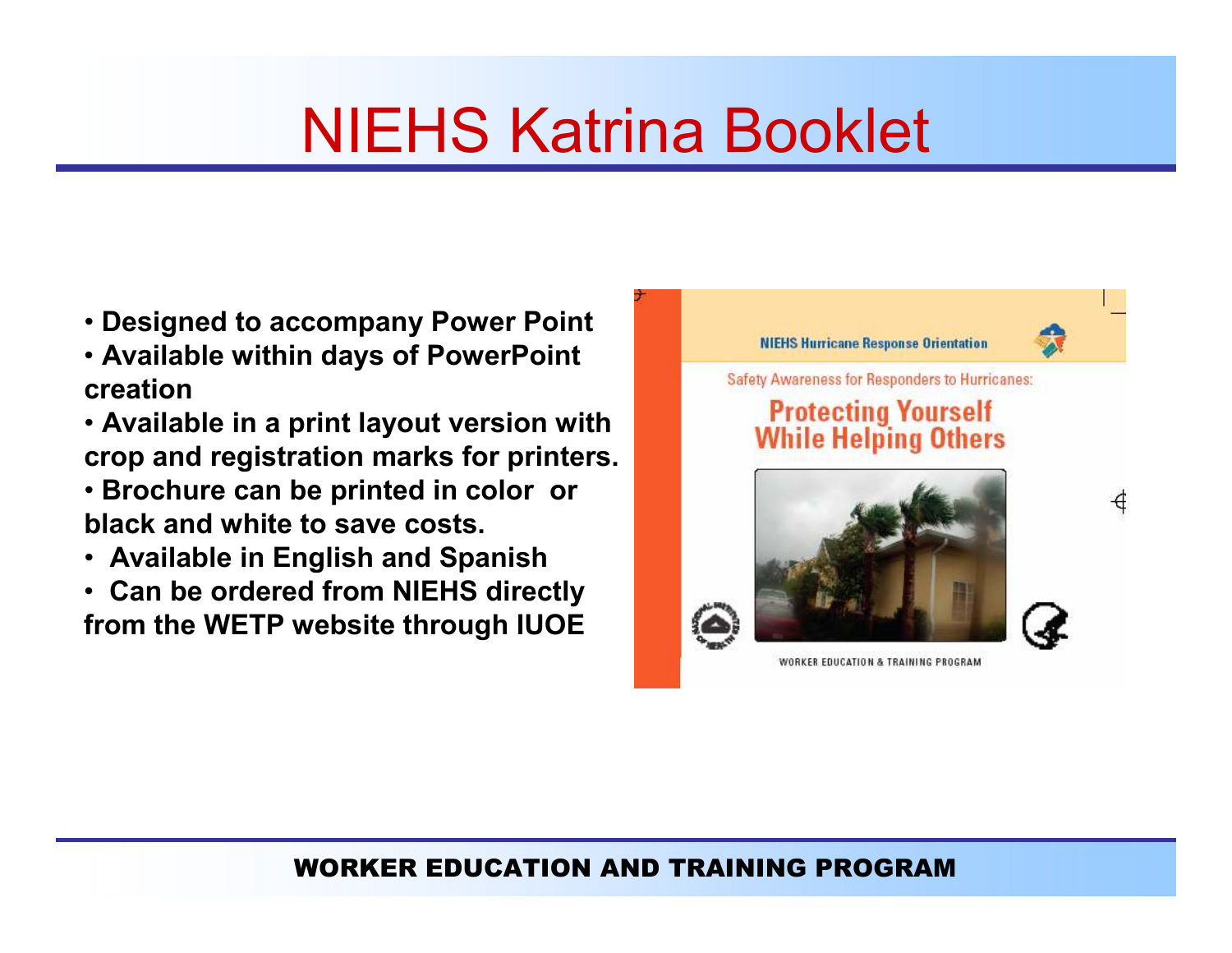# NIEHS Katrina Booklet

- Designed to accompany Power Point
- Available within days of PowerPoint creation
- Available in a print layout version with crop and registration marks for printers.
- Brochure can be printed in color or black and white to save costs.
- Available in English and Spanish
- Can be ordered from NIEHS directly from the WETP website through IUOE

NIEHS Hurricane Response Orientation

Safety Awareness for Responders to Hurricanes:

Protecting Yourself While Helping Others

WORKER EDUCATION & TRAINING PROGRAM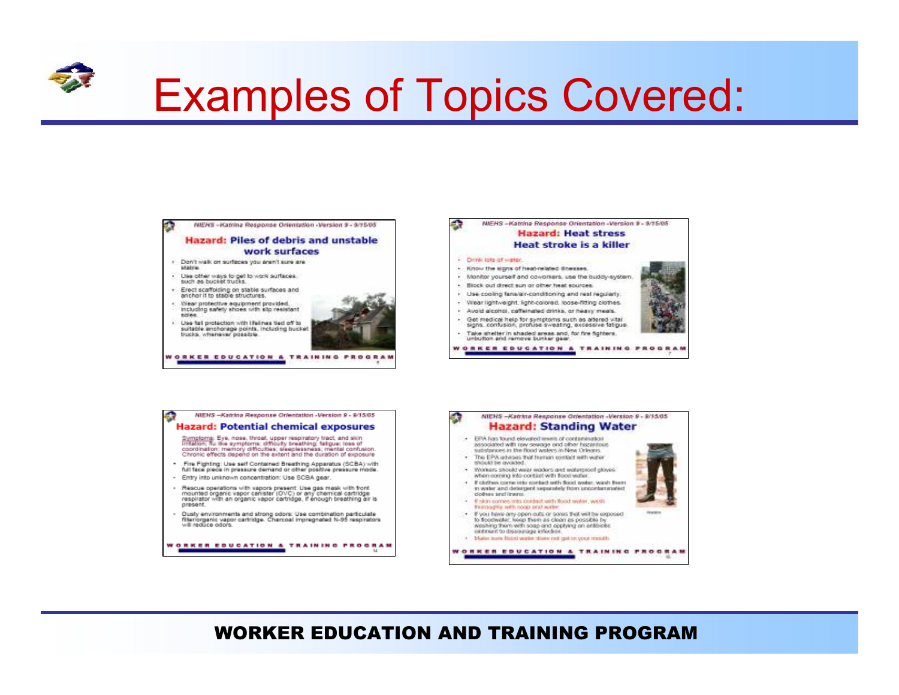# Examples of Topics Covered:

NIEHS – Katrina Response Orientation - Version 9 - 9/15/05

**Hazard: Piles of debris and unstable work surfaces**

- Don't walk on surfaces you aren't sure are stable.
- Use other ways to get to work surfaces, such as bucket trucks.
- Erect scaffolding on stable surfaces and anchor it to stable structures.
- Wear protective equipment provided, including safety shoes with slip resistant soles.
- Use fall protection with lifelines tied off to suitable anchorage points, including bucket trucks, whenever possible.

NIEHS – Katrina Response Orientation - Version 9 - 9/15/05

**Hazard: Heat stress**
**Heat stroke is a killer**

- Drink lots of water.
- Know the signs of heat-related illnesses.
- Monitor yourself and coworkers, use the buddy-system.
- Block out direct sun or other heat sources.
- Use cooling fans/air-conditioning and rest regularly.
- Wear lightweight, light-colored, loose-fitting clothes.
- Avoid alcohol, caffeinated drinks, or heavy meals.
- Get medical help for symptoms such as altered vital signs, confusion, profuse sweating, excessive fatigue.
- Take shelter in shaded areas and, for fire fighters, unbutton and remove bunker gear.

NIEHS – Katrina Response Orientation - Version 9 - 9/15/05

**Hazard: Potential chemical exposures**

Symptoms: Eye, nose, throat, upper respiratory tract, and skin irritation; flu like symptoms; difficulty breathing; fatigue; loss of coordination; memory difficulties; sleeplessness; mental confusion. Chronic effects depend on the extent and the duration of exposure

- Fire Fighting: Use self Contained Breathing Apparatus (SCBA) with full face piece in pressure demand or other positive pressure mode.
- Entry into unknown concentration: Use SCBA gear.
- Rescue operations with vapors present: Use gas mask with front mounted organic vapor canister (OVC) or any chemical cartridge respirator with an organic vapor cartridge, if enough breathing air is present.
- Dusty environments and strong odors: Use combination particulate filter/organic vapor cartridge. Charcoal impregnated N-95 respirators will reduce odors.

NIEHS – Katrina Response Orientation - Version 9 - 9/15/05

**Hazard: Standing Water**

- EPA has found elevated levels of contamination associated with raw sewage and other hazardous substances in the flood waters in New Orleans.
- The EPA advises that human contact with water should be avoided.
- Workers should wear waders and waterproof gloves when coming into contact with flood water.
- If clothes come into contact with flood water, wash them in water and detergent separately from uncontaminated clothes and linens.
- If skin comes into contact with flood water, wash thoroughly with soap and water.
- If you have any open cuts or sores that will be exposed to floodwater, keep them as clean as possible by washing them with soap and applying an antibiotic ointment to discourage infection.
- Make sure flood water does not get in your mouth.

WORKER EDUCATION AND TRAINING PROGRAM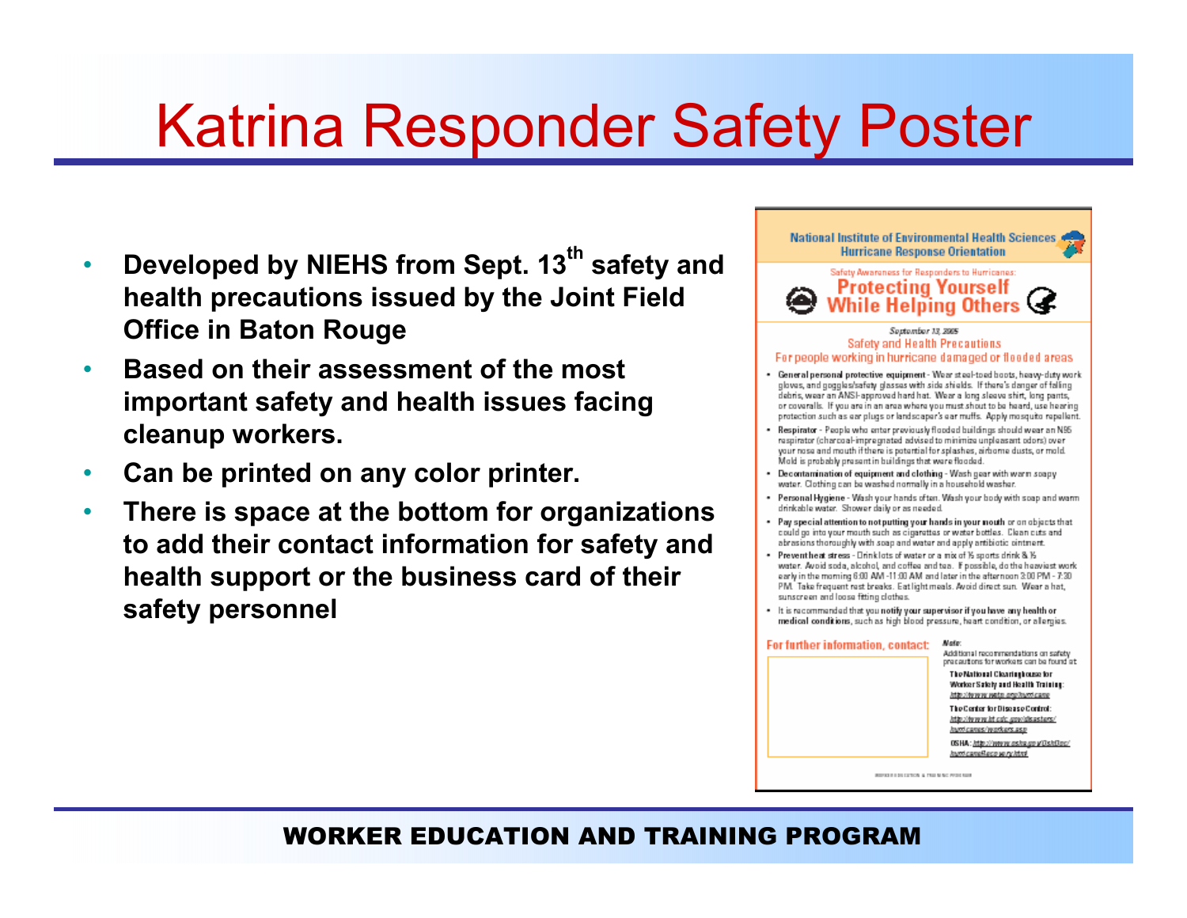# Katrina Responder Safety Poster

- Developed by NIEHS from Sept. 13th safety and health precautions issued by the Joint Field Office in Baton Rouge
- Based on their assessment of the most important safety and health issues facing cleanup workers.
- Can be printed on any color printer.
- There is space at the bottom for organizations to add their contact information for safety and health support or the business card of their safety personnel

National Institute of Environmental Health Sciences
Hurricane Response Orientation

Safety Awareness for Responders to Hurricanes:

## Protecting Yourself While Helping Others

*September 13, 2005*

Safety and Health Precautions
For people working in hurricane damaged or flooded areas

- **General personal protective equipment** - Wear steel-toed boots, heavy-duty work gloves, and goggles/safety glasses with side shields. If there's danger of falling debris, wear an ANSI-approved hard hat. Wear a long sleeve shirt, long pants, or coveralls. If you are in an area where you must shout to be heard, use hearing protection such as ear plugs or landscaper's ear muffs. Apply mosquito repellent.
- **Respirator** - People who enter previously flooded buildings should wear an N95 respirator (charcoal-impregnated advised to minimize unpleasant odors) over your nose and mouth if there is potential for splashes, airborne dusts, or mold. Mold is probably present in buildings that were flooded.
- **Decontamination of equipment and clothing** - Wash gear with warm soapy water. Clothing can be washed normally in a household washer.
- **Personal Hygiene** - Wash your hands often. Wash your body with soap and warm drinkable water. Shower daily or as needed.
- **Pay special attention to not putting your hands in your mouth** or on objects that could go into your mouth such as cigarettes or water bottles. Clean cuts and abrasions thoroughly with soap and water and apply antibiotic ointment.
- **Prevent heat stress** - Drink lots of water or a mix of ½ sports drink & ½ water. Avoid soda, alcohol, and coffee and tea. If possible, do the heaviest work early in the morning 6:00 AM -11:00 AM and later in the afternoon 3:00 PM - 7:30 PM. Take frequent rest breaks. Eat light meals. Avoid direct sun. Wear a hat, sunscreen and loose fitting clothes.
- It is recommended that you **notify your supervisor if you have any health or medical conditions**, such as high blood pressure, heart condition, or allergies.

For further information, contact:

*Note:* Additional recommendations on safety precautions for workers can be found at

**The National Clearinghouse for Worker Safety and Health Training:** http://www.wetp.org/hurricane

**The Center for Disease Control:** http://www.bt.cdc.gov/disasters/hurricanes/workers.asp

**OSHA:** http://www.osha.gov/OshDoc/hurricaneRecovery.html

WORKER EDUCATION & TRAINING PROGRAM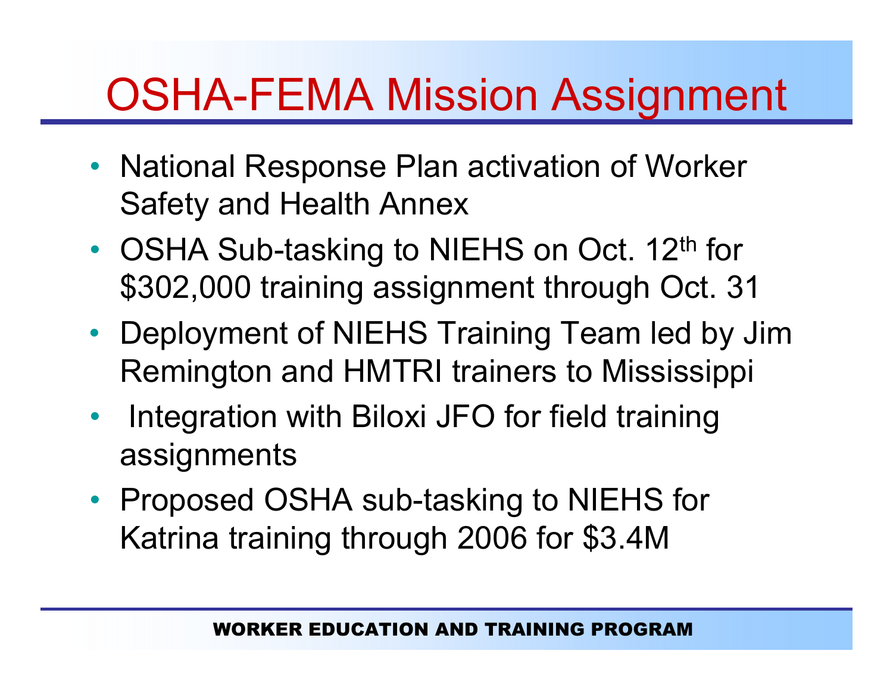# OSHA-FEMA Mission Assignment

- National Response Plan activation of Worker Safety and Health Annex
- OSHA Sub-tasking to NIEHS on Oct. 12th for $302,000 training assignment through Oct. 31
- Deployment of NIEHS Training Team led by Jim Remington and HMTRI trainers to Mississippi
- Integration with Biloxi JFO for field training assignments
- Proposed OSHA sub-tasking to NIEHS for Katrina training through 2006 for $3.4M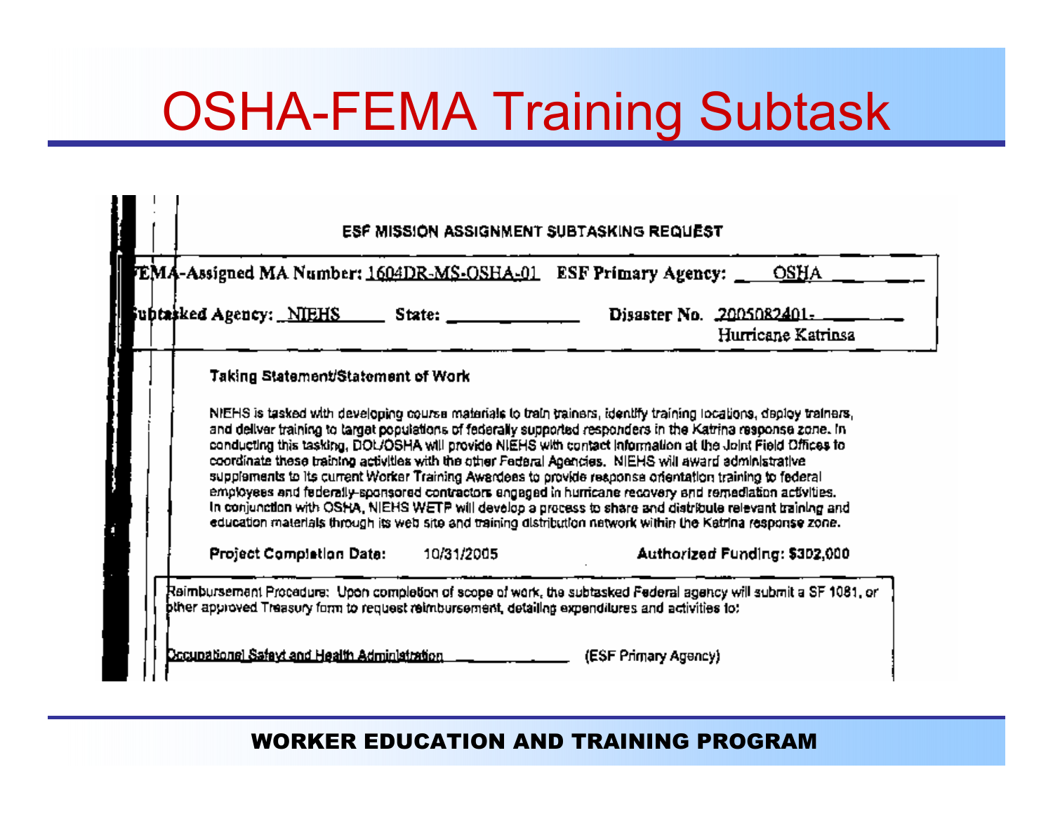# OSHA-FEMA Training Subtask

**ESF MISSION ASSIGNMENT SUBTASKING REQUEST**

**FEMA-Assigned MA Number:** 1604DR-MS-OSHA-01 **ESF Primary Agency:** OSHA

**Subtasked Agency:** NIEHS **State:** ______ **Disaster No.** 2005082401- Hurricane Katrinsa

**Taking Statement/Statement of Work**

NIEHS is tasked with developing course materials to train trainers, identify training locations, deploy trainers, and deliver training to target populations of federally supported responders in the Katrina response zone. In conducting this tasking, DOL/OSHA will provide NIEHS with contact information at the Joint Field Offices to coordinate these training activities with the other Federal Agencies. NIEHS will award administrative supplements to its current Worker Training Awardees to provide response orientation training to federal employees and federally-sponsored contractors engaged in hurricane recovery and remediation activities. In conjunction with OSHA, NIEHS WETP will develop a process to share and distribute relevant training and education materials through its web site and training distribution network within the Katrina response zone.

**Project Completion Date:** 10/31/2005 **Authorized Funding: $302,000**

Reimbursement Procedure: Upon completion of scope of work, the subtasked Federal agency will submit a SF 1081, or other approved Treasury form to request reimbursement, detailing expenditures and activities to:

Occupational Safeyt and Health Administration (ESF Primary Agency)

**WORKER EDUCATION AND TRAINING PROGRAM**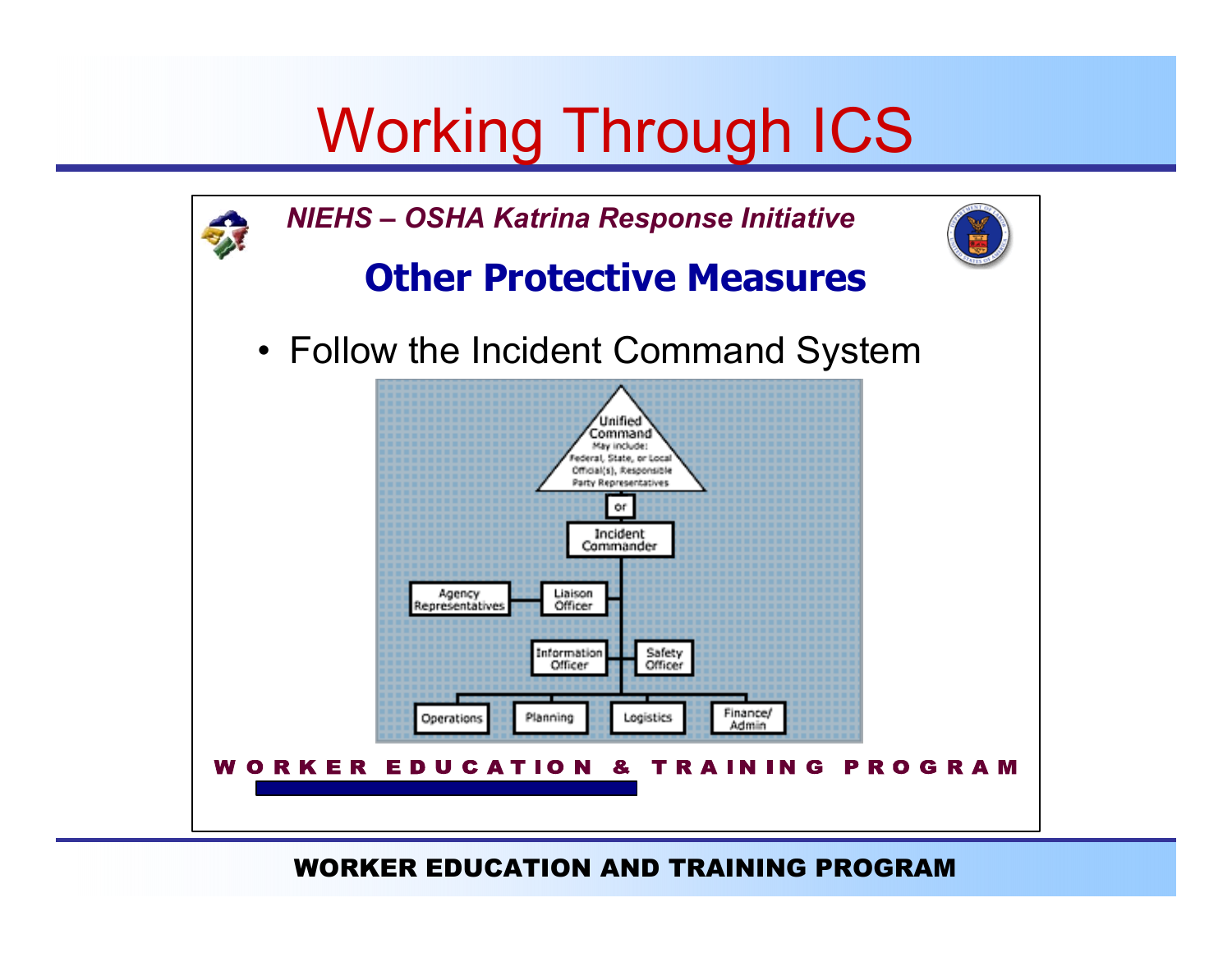# Working Through ICS

*NIEHS – OSHA Katrina Response Initiative*

## Other Protective Measures

- Follow the Incident Command System

Unified Command
May include:
Federal, State, or Local Official(s), Responsible Party Representatives

or

Incident Commander

Agency Representatives

Liaison Officer

Information Officer

Safety Officer

Operations

Planning

Logistics

Finance/Admin

WORKER EDUCATION & TRAINING PROGRAM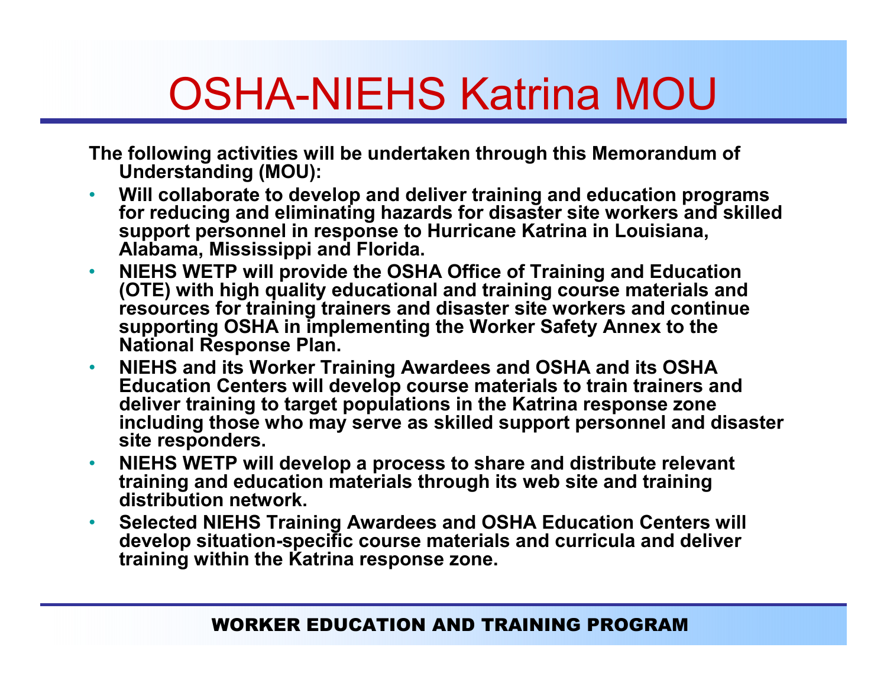# OSHA-NIEHS Katrina MOU

**The following activities will be undertaken through this Memorandum of Understanding (MOU):**

- **Will collaborate to develop and deliver training and education programs for reducing and eliminating hazards for disaster site workers and skilled support personnel in response to Hurricane Katrina in Louisiana, Alabama, Mississippi and Florida.**
- **NIEHS WETP will provide the OSHA Office of Training and Education (OTE) with high quality educational and training course materials and resources for training trainers and disaster site workers and continue supporting OSHA in implementing the Worker Safety Annex to the National Response Plan.**
- **NIEHS and its Worker Training Awardees and OSHA and its OSHA Education Centers will develop course materials to train trainers and deliver training to target populations in the Katrina response zone including those who may serve as skilled support personnel and disaster site responders.**
- **NIEHS WETP will develop a process to share and distribute relevant training and education materials through its web site and training distribution network.**
- **Selected NIEHS Training Awardees and OSHA Education Centers will develop situation-specific course materials and curricula and deliver training within the Katrina response zone.**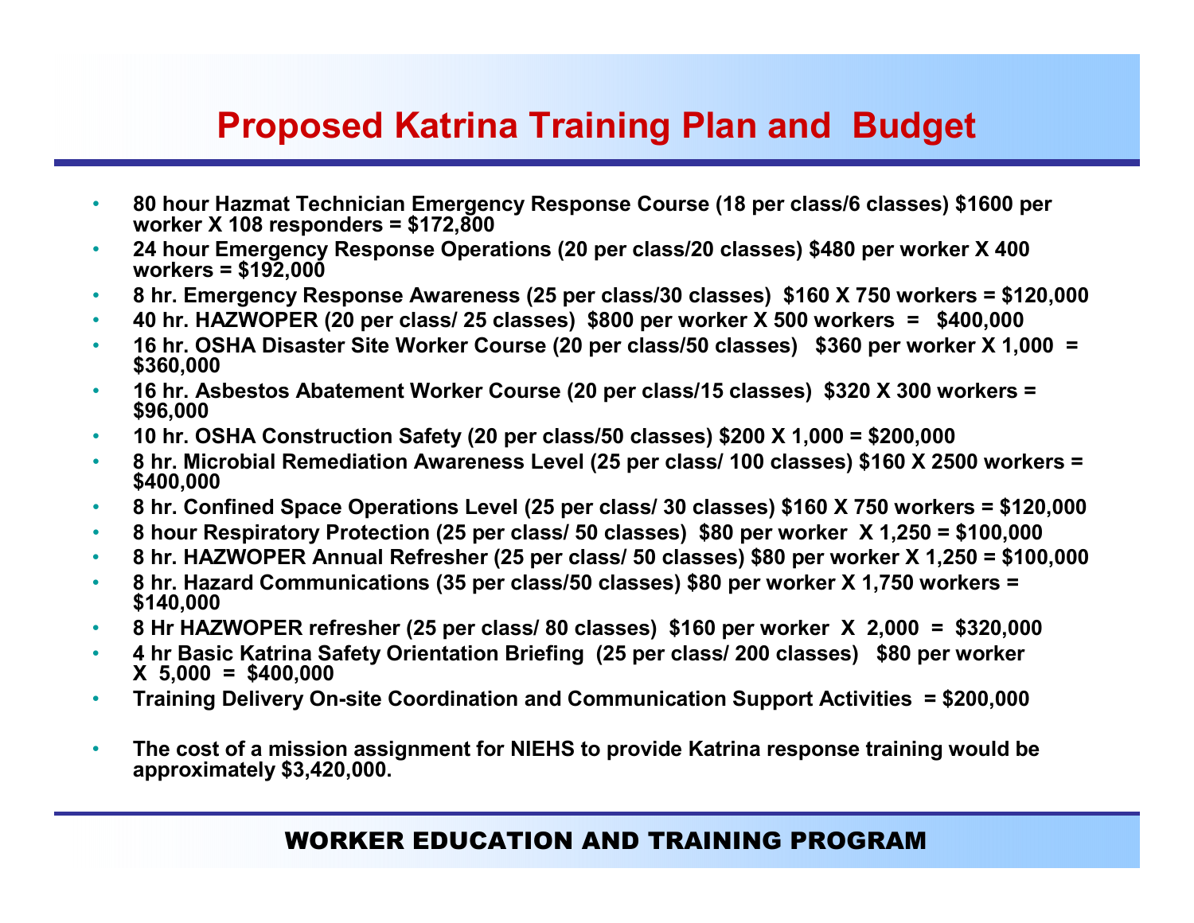# Proposed Katrina Training Plan and Budget

- 80 hour Hazmat Technician Emergency Response Course (18 per class/6 classes) $1600 per worker X 108 responders = $172,800
- 24 hour Emergency Response Operations (20 per class/20 classes) $480 per worker X 400 workers = $192,000
- 8 hr. Emergency Response Awareness (25 per class/30 classes) $160 X 750 workers = $120,000
- 40 hr. HAZWOPER (20 per class/ 25 classes) $800 per worker X 500 workers = $400,000
- 16 hr. OSHA Disaster Site Worker Course (20 per class/50 classes) $360 per worker X 1,000 = $360,000
- 16 hr. Asbestos Abatement Worker Course (20 per class/15 classes) $320 X 300 workers = $96,000
- 10 hr. OSHA Construction Safety (20 per class/50 classes) $200 X 1,000 = $200,000
- 8 hr. Microbial Remediation Awareness Level (25 per class/ 100 classes) $160 X 2500 workers = $400,000
- 8 hr. Confined Space Operations Level (25 per class/ 30 classes) $160 X 750 workers = $120,000
- 8 hour Respiratory Protection (25 per class/ 50 classes) $80 per worker X 1,250 = $100,000
- 8 hr. HAZWOPER Annual Refresher (25 per class/ 50 classes) $80 per worker X 1,250 = $100,000
- 8 hr. Hazard Communications (35 per class/50 classes) $80 per worker X 1,750 workers = $140,000
- 8 Hr HAZWOPER refresher (25 per class/ 80 classes) $160 per worker X 2,000 = $320,000
- 4 hr Basic Katrina Safety Orientation Briefing (25 per class/ 200 classes) $80 per worker X 5,000 = $400,000
- Training Delivery On-site Coordination and Communication Support Activities = $200,000

- The cost of a mission assignment for NIEHS to provide Katrina response training would be approximately $3,420,000.

WORKER EDUCATION AND TRAINING PROGRAM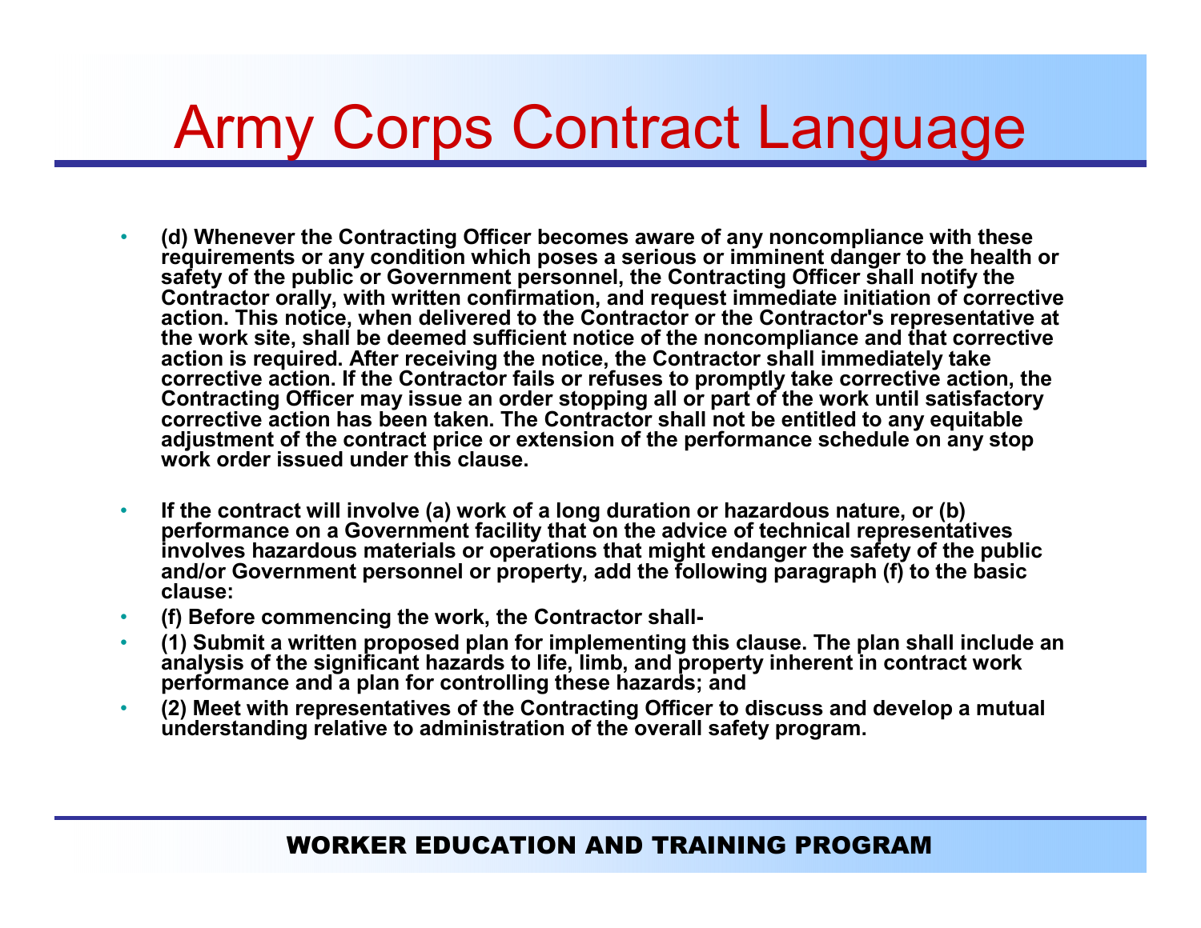# Army Corps Contract Language

- **(d) Whenever the Contracting Officer becomes aware of any noncompliance with these requirements or any condition which poses a serious or imminent danger to the health or safety of the public or Government personnel, the Contracting Officer shall notify the Contractor orally, with written confirmation, and request immediate initiation of corrective action. This notice, when delivered to the Contractor or the Contractor's representative at the work site, shall be deemed sufficient notice of the noncompliance and that corrective action is required. After receiving the notice, the Contractor shall immediately take corrective action. If the Contractor fails or refuses to promptly take corrective action, the Contracting Officer may issue an order stopping all or part of the work until satisfactory corrective action has been taken. The Contractor shall not be entitled to any equitable adjustment of the contract price or extension of the performance schedule on any stop work order issued under this clause.**

- **If the contract will involve (a) work of a long duration or hazardous nature, or (b) performance on a Government facility that on the advice of technical representatives involves hazardous materials or operations that might endanger the safety of the public and/or Government personnel or property, add the following paragraph (f) to the basic clause:**
- **(f) Before commencing the work, the Contractor shall-**
- **(1) Submit a written proposed plan for implementing this clause. The plan shall include an analysis of the significant hazards to life, limb, and property inherent in contract work performance and a plan for controlling these hazards; and**
- **(2) Meet with representatives of the Contracting Officer to discuss and develop a mutual understanding relative to administration of the overall safety program.**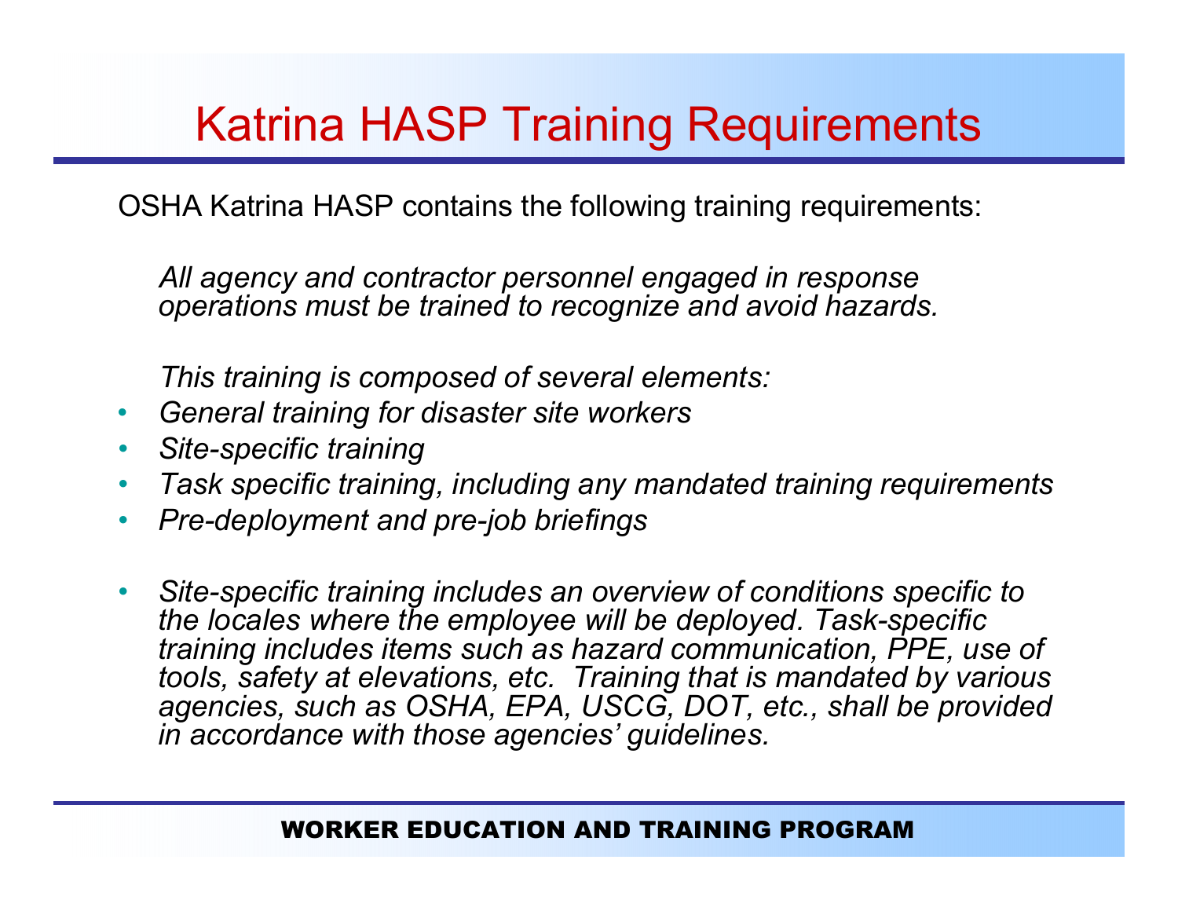# Katrina HASP Training Requirements

OSHA Katrina HASP contains the following training requirements:

*All agency and contractor personnel engaged in response operations must be trained to recognize and avoid hazards.*

*This training is composed of several elements:*

- *General training for disaster site workers*
- *Site-specific training*
- *Task specific training, including any mandated training requirements*
- *Pre-deployment and pre-job briefings*

- *Site-specific training includes an overview of conditions specific to the locales where the employee will be deployed. Task-specific training includes items such as hazard communication, PPE, use of tools, safety at elevations, etc. Training that is mandated by various agencies, such as OSHA, EPA, USCG, DOT, etc., shall be provided in accordance with those agencies' guidelines.*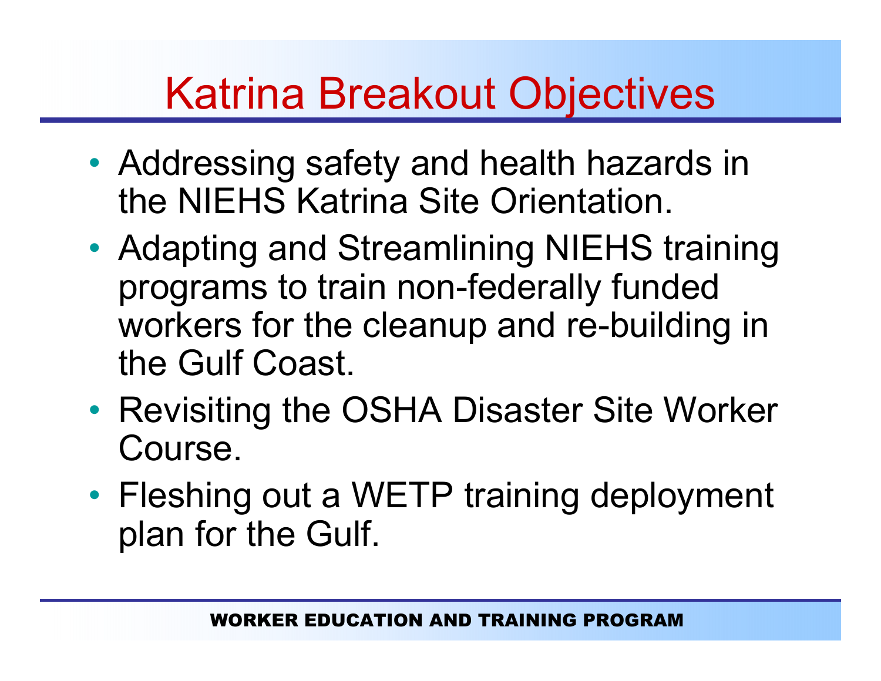# Katrina Breakout Objectives

- Addressing safety and health hazards in the NIEHS Katrina Site Orientation.
- Adapting and Streamlining NIEHS training programs to train non-federally funded workers for the cleanup and re-building in the Gulf Coast.
- Revisiting the OSHA Disaster Site Worker Course.
- Fleshing out a WETP training deployment plan for the Gulf.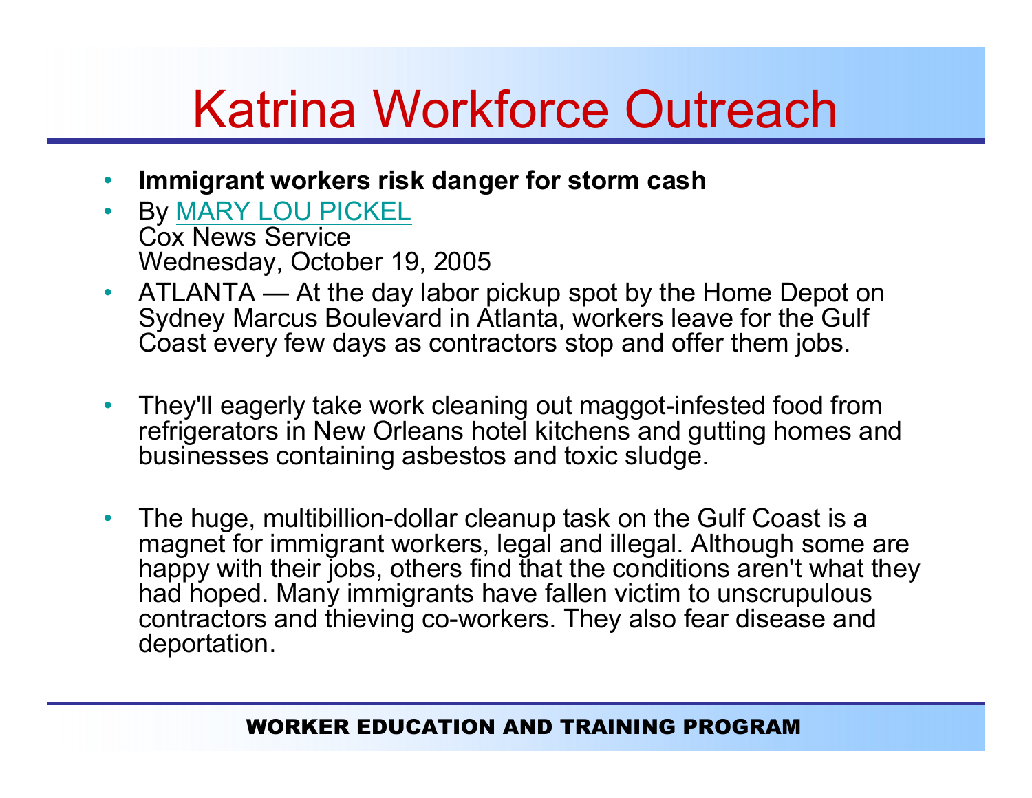# Katrina Workforce Outreach

- **Immigrant workers risk danger for storm cash**
- By [MARY LOU PICKEL](#)
  Cox News Service
  Wednesday, October 19, 2005
- ATLANTA — At the day labor pickup spot by the Home Depot on Sydney Marcus Boulevard in Atlanta, workers leave for the Gulf Coast every few days as contractors stop and offer them jobs.
- They'll eagerly take work cleaning out maggot-infested food from refrigerators in New Orleans hotel kitchens and gutting homes and businesses containing asbestos and toxic sludge.
- The huge, multibillion-dollar cleanup task on the Gulf Coast is a magnet for immigrant workers, legal and illegal. Although some are happy with their jobs, others find that the conditions aren't what they had hoped. Many immigrants have fallen victim to unscrupulous contractors and thieving co-workers. They also fear disease and deportation.

WORKER EDUCATION AND TRAINING PROGRAM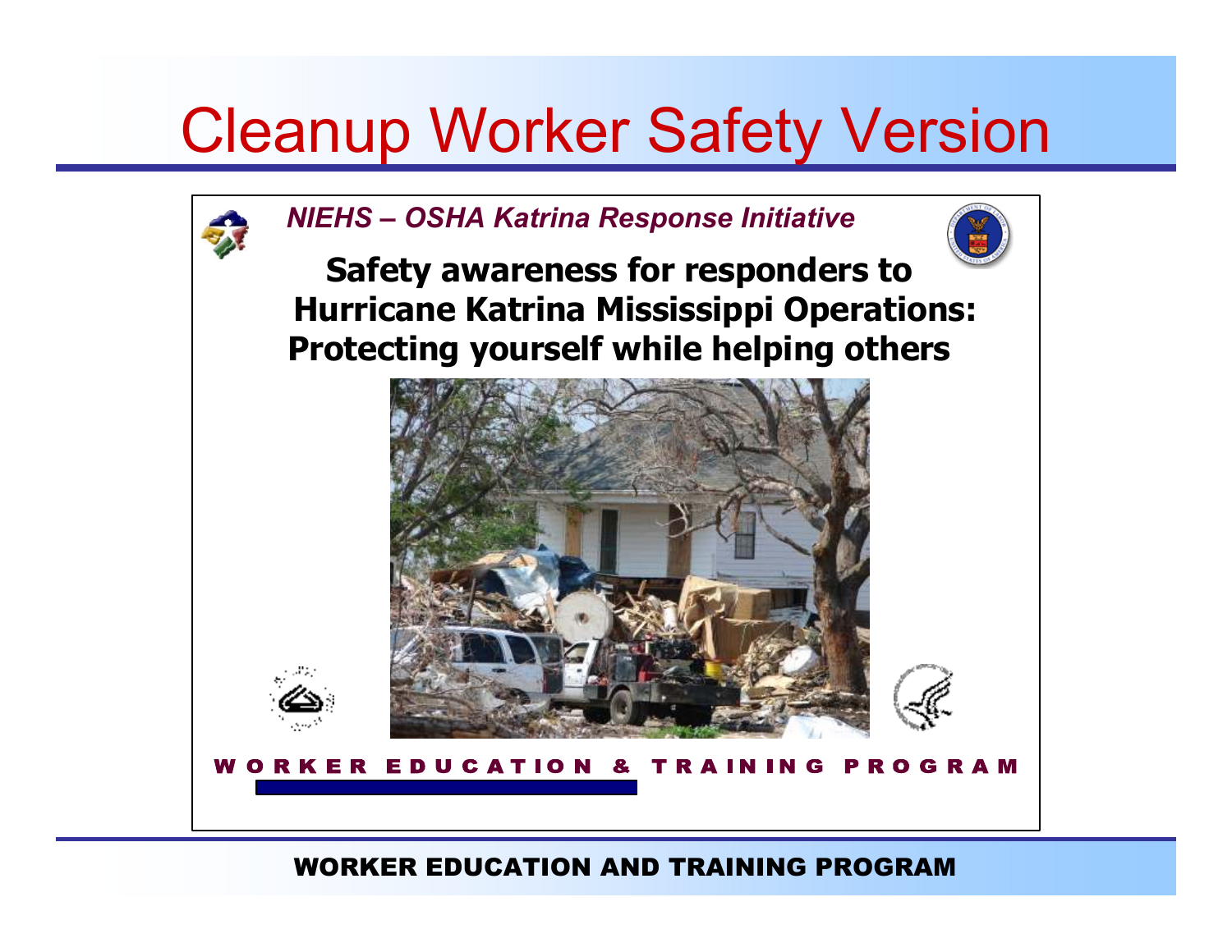# Cleanup Worker Safety Version

*NIEHS – OSHA Katrina Response Initiative*

**Safety awareness for responders to Hurricane Katrina Mississippi Operations: Protecting yourself while helping others**

WORKER EDUCATION & TRAINING PROGRAM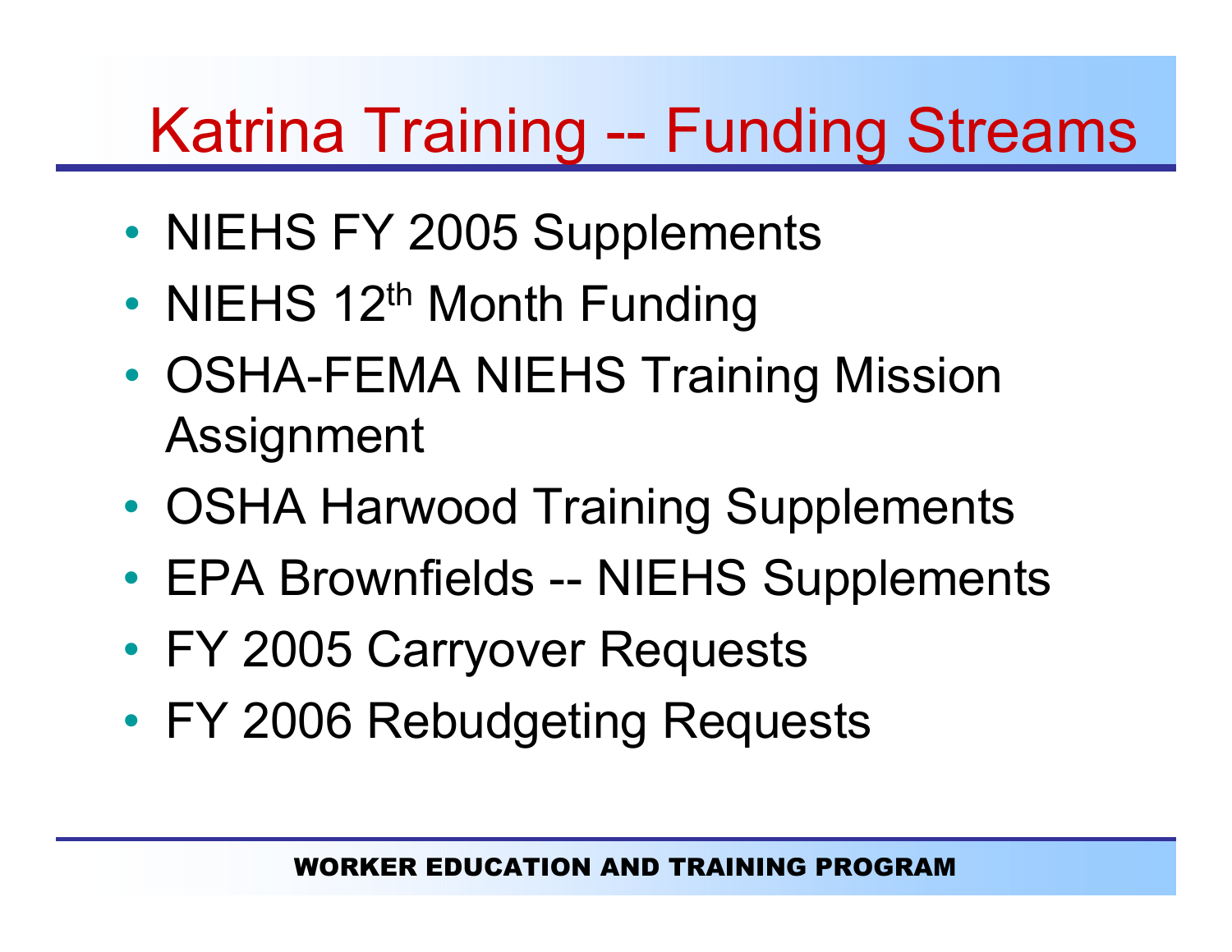# Katrina Training -- Funding Streams

- NIEHS FY 2005 Supplements
- NIEHS 12$^{th}$ Month Funding
- OSHA-FEMA NIEHS Training Mission Assignment
- OSHA Harwood Training Supplements
- EPA Brownfields -- NIEHS Supplements
- FY 2005 Carryover Requests
- FY 2006 Rebudgeting Requests